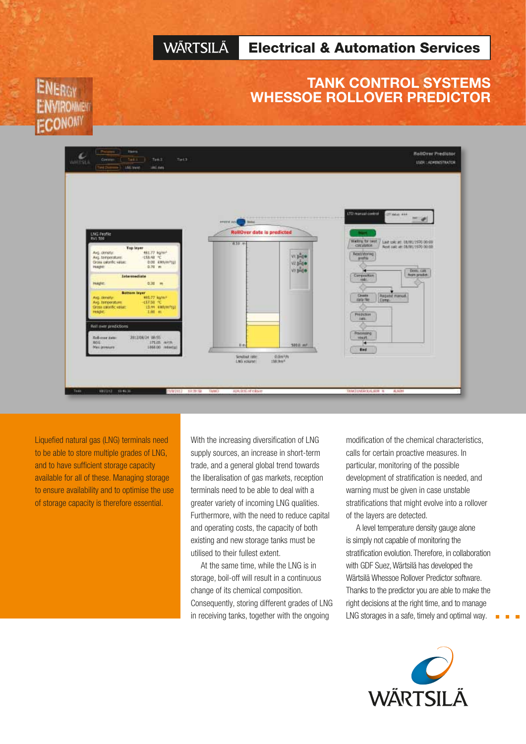WÄRTSILÄ **Electrical & Automation Services**

# TANK CONTROL SYSTEMS
# WHESSOE ROLLOVER PREDICTOR

ENERGY
ENVIRONMENT
ECONOMY

Liquefied natural gas (LNG) terminals need to be able to store multiple grades of LNG, and to have sufficient storage capacity available for all of these. Managing storage to ensure availability and to optimise the use of storage capacity is therefore essential.

With the increasing diversification of LNG supply sources, an increase in short-term trade, and a general global trend towards the liberalisation of gas markets, reception terminals need to be able to deal with a greater variety of incoming LNG qualities. Furthermore, with the need to reduce capital and operating costs, the capacity of both existing and new storage tanks must be utilised to their fullest extent.

At the same time, while the LNG is in storage, boil-off will result in a continuous change of its chemical composition. Consequently, storing different grades of LNG in receiving tanks, together with the ongoing modification of the chemical characteristics, calls for certain proactive measures. In particular, monitoring of the possible development of stratification is needed, and warning must be given in case unstable stratifications that might evolve into a rollover of the layers are detected.

A level temperature density gauge alone is simply not capable of monitoring the stratification evolution. Therefore, in collaboration with GDF Suez, Wärtsilä has developed the Wärtsilä Whessoe Rollover Predictor software. Thanks to the predictor you are able to make the right decisions at the right time, and to manage LNG storages in a safe, timely and optimal way.

WÄRTSILÄ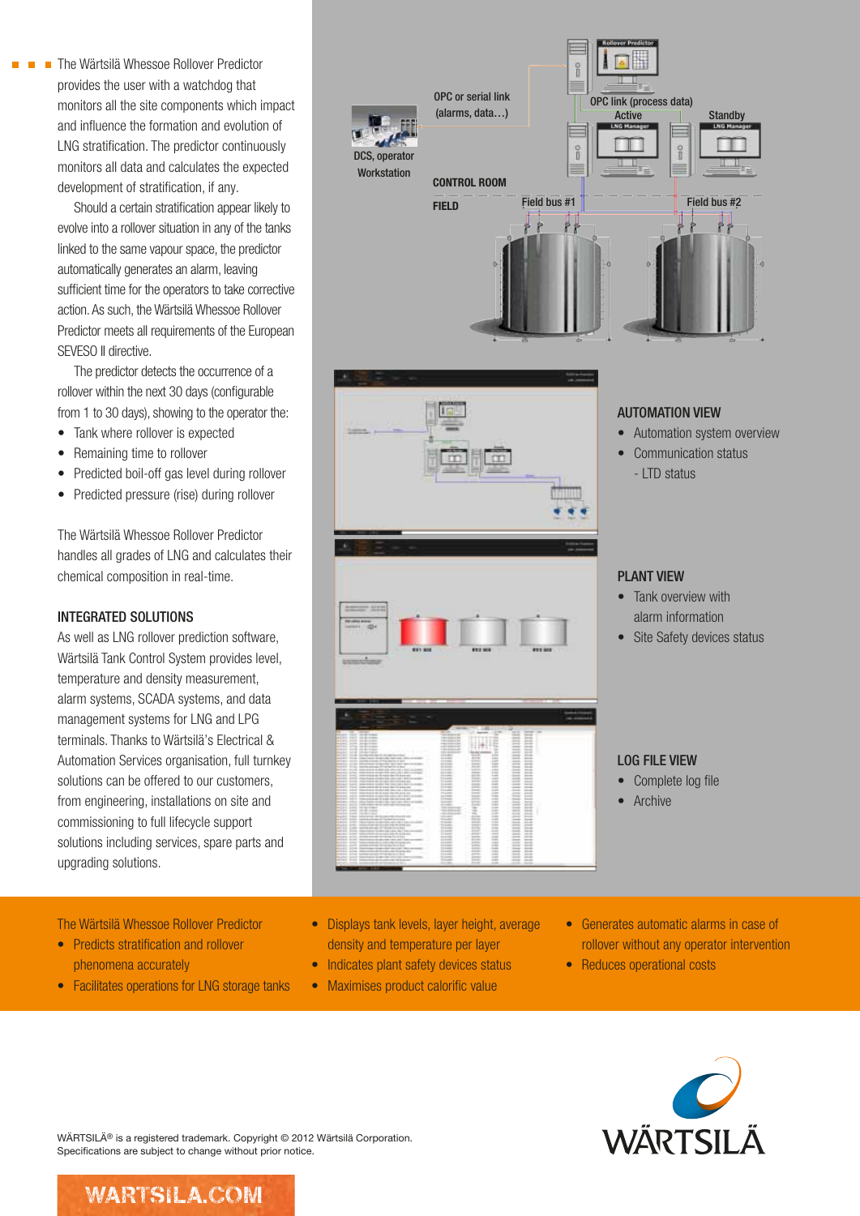The Wärtsilä Whessoe Rollover Predictor provides the user with a watchdog that monitors all the site components which impact and influence the formation and evolution of LNG stratification. The predictor continuously monitors all data and calculates the expected development of stratification, if any.

Should a certain stratification appear likely to evolve into a rollover situation in any of the tanks linked to the same vapour space, the predictor automatically generates an alarm, leaving sufficient time for the operators to take corrective action. As such, the Wärtsilä Whessoe Rollover Predictor meets all requirements of the European SEVESO II directive.

The predictor detects the occurrence of a rollover within the next 30 days (configurable from 1 to 30 days), showing to the operator the:

- Tank where rollover is expected
- Remaining time to rollover
- Predicted boil-off gas level during rollover
- Predicted pressure (rise) during rollover

The Wärtsilä Whessoe Rollover Predictor handles all grades of LNG and calculates their chemical composition in real-time.

## INTEGRATED SOLUTIONS

As well as LNG rollover prediction software, Wärtsilä Tank Control System provides level, temperature and density measurement, alarm systems, SCADA systems, and data management systems for LNG and LPG terminals. Thanks to Wärtsilä's Electrical & Automation Services organisation, full turnkey solutions can be offered to our customers, from engineering, installations on site and commissioning to full lifecycle support solutions including services, spare parts and upgrading solutions.

Rollover Predictor
OPC or serial link (alarms, data…)
DCS, operator Workstation
OPC link (process data)
Active
LNG Manager
Standby
LNG Manager
CONTROL ROOM
FIELD
Field bus #1
Field bus #2

## AUTOMATION VIEW

- Automation system overview
- Communication status
  - LTD status

## PLANT VIEW

- Tank overview with alarm information
- Site Safety devices status

## LOG FILE VIEW

- Complete log file
- Archive

The Wärtsilä Whessoe Rollover Predictor

- Predicts stratification and rollover phenomena accurately
- Facilitates operations for LNG storage tanks
- Displays tank levels, layer height, average density and temperature per layer
- Indicates plant safety devices status
- Maximises product calorific value
- Generates automatic alarms in case of rollover without any operator intervention
- Reduces operational costs

WÄRTSILÄ® is a registered trademark. Copyright © 2012 Wärtsilä Corporation.
Specifications are subject to change without prior notice.

WÄRTSILÄ

WARTSILA.COM